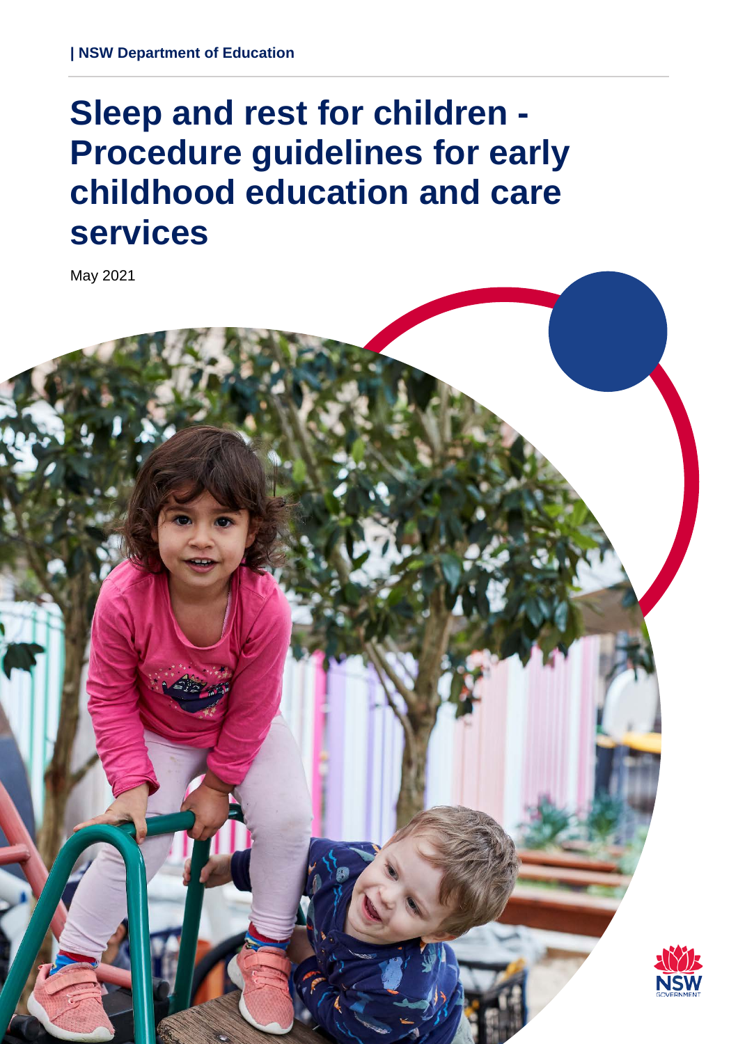| NSW Department of Education

# Sleep and rest for children - Procedure guidelines for early childhood education and care services

May 2021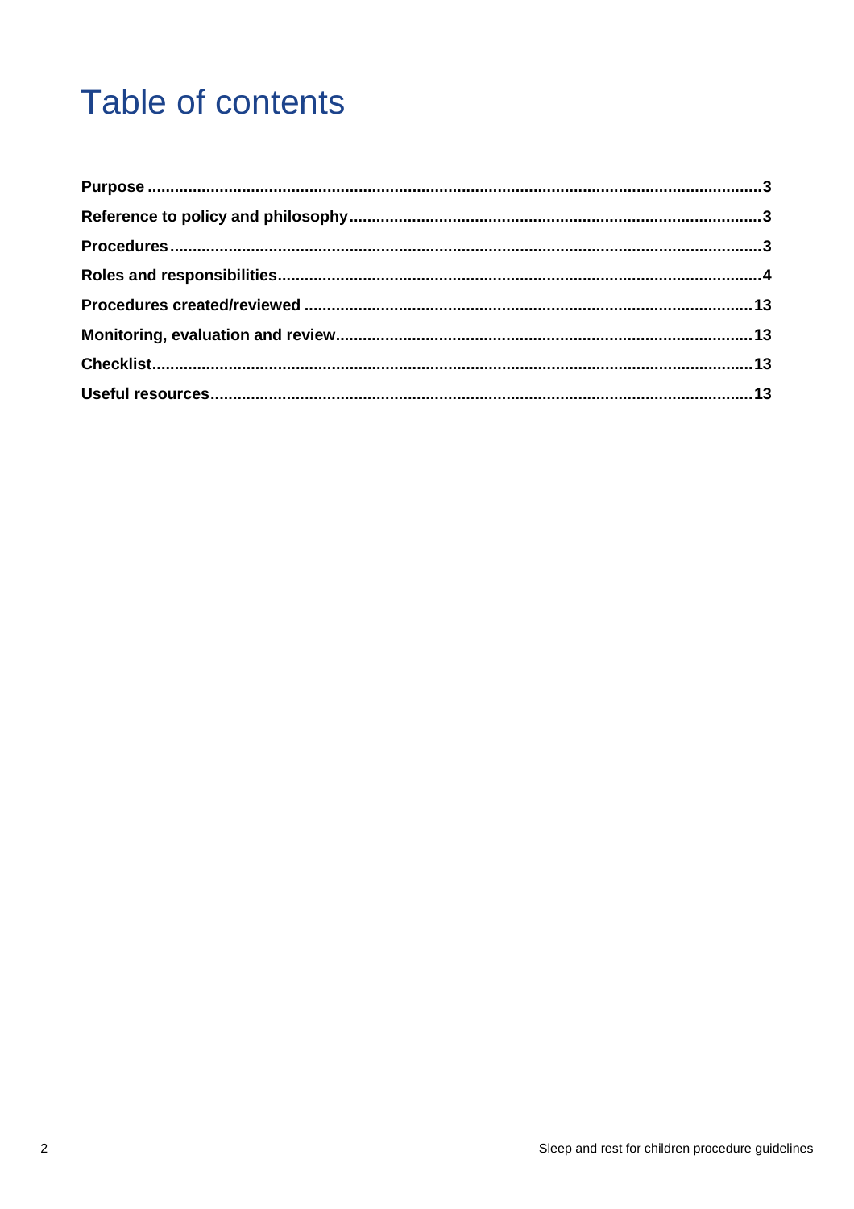# Table of contents

**Purpose** .......................................................................................................................3
**Reference to policy and philosophy** ..........................................................................3
**Procedures** ..................................................................................................................3
**Roles and responsibilities** ..........................................................................................4
**Procedures created/reviewed** ..................................................................................13
**Monitoring, evaluation and review** ............................................................................13
**Checklist** ....................................................................................................................13
**Useful resources** .......................................................................................................13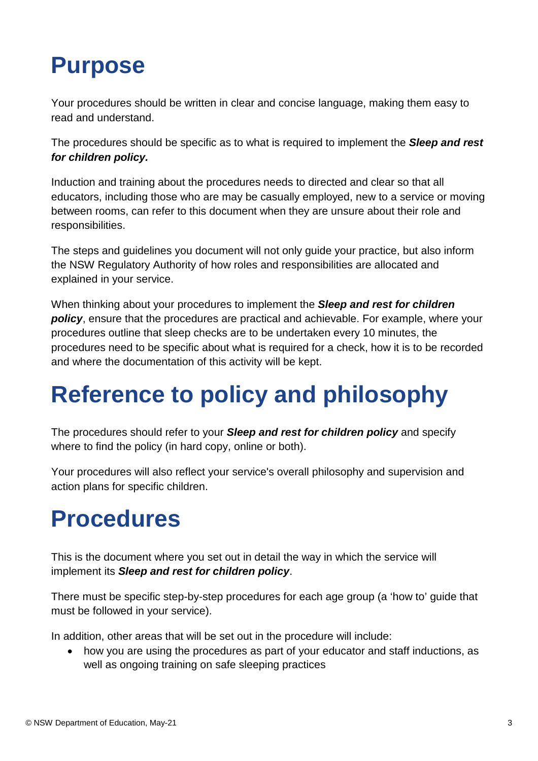# Purpose

Your procedures should be written in clear and concise language, making them easy to read and understand.

The procedures should be specific as to what is required to implement the ***Sleep and rest for children policy.***

Induction and training about the procedures needs to directed and clear so that all educators, including those who are may be casually employed, new to a service or moving between rooms, can refer to this document when they are unsure about their role and responsibilities.

The steps and guidelines you document will not only guide your practice, but also inform the NSW Regulatory Authority of how roles and responsibilities are allocated and explained in your service.

When thinking about your procedures to implement the ***Sleep and rest for children policy***, ensure that the procedures are practical and achievable. For example, where your procedures outline that sleep checks are to be undertaken every 10 minutes, the procedures need to be specific about what is required for a check, how it is to be recorded and where the documentation of this activity will be kept.

# Reference to policy and philosophy

The procedures should refer to your ***Sleep and rest for children policy*** and specify where to find the policy (in hard copy, online or both).

Your procedures will also reflect your service's overall philosophy and supervision and action plans for specific children.

# Procedures

This is the document where you set out in detail the way in which the service will implement its ***Sleep and rest for children policy***.

There must be specific step-by-step procedures for each age group (a 'how to' guide that must be followed in your service).

In addition, other areas that will be set out in the procedure will include:

- how you are using the procedures as part of your educator and staff inductions, as well as ongoing training on safe sleeping practices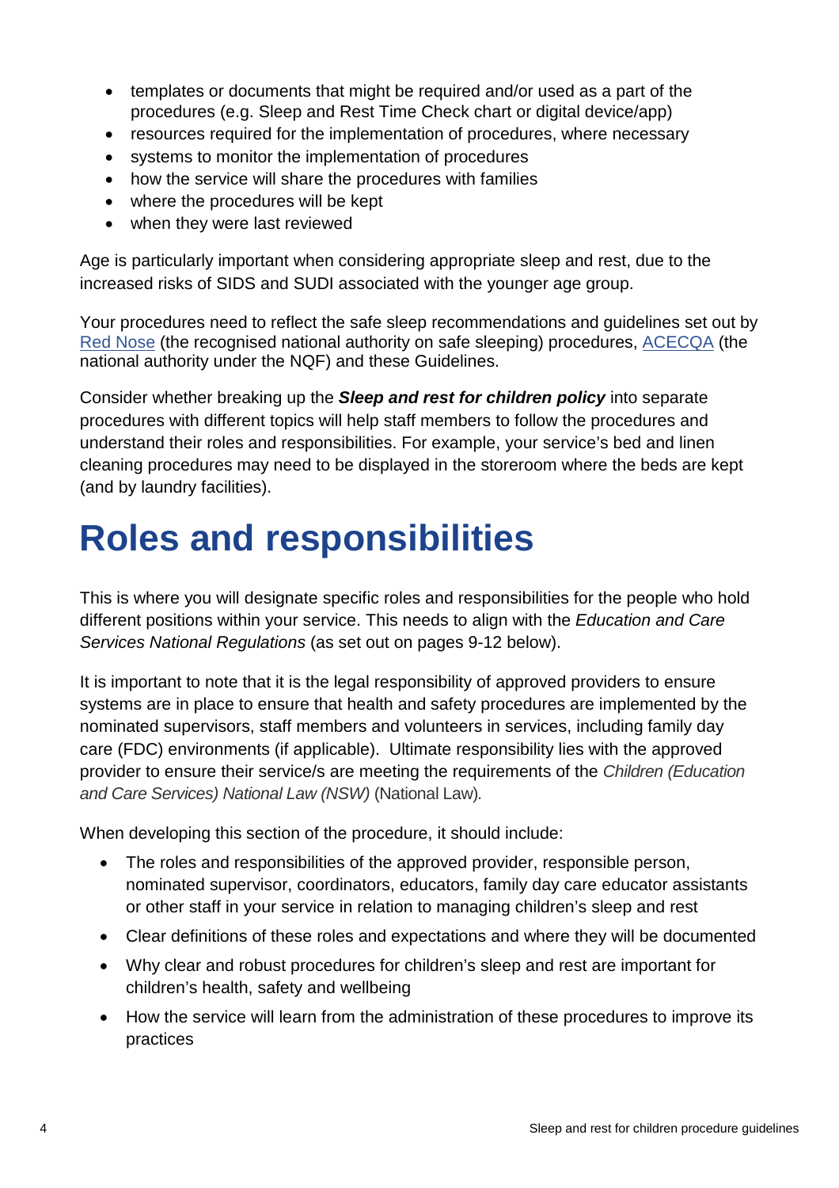- templates or documents that might be required and/or used as a part of the procedures (e.g. Sleep and Rest Time Check chart or digital device/app)
- resources required for the implementation of procedures, where necessary
- systems to monitor the implementation of procedures
- how the service will share the procedures with families
- where the procedures will be kept
- when they were last reviewed

Age is particularly important when considering appropriate sleep and rest, due to the increased risks of SIDS and SUDI associated with the younger age group.

Your procedures need to reflect the safe sleep recommendations and guidelines set out by Red Nose (the recognised national authority on safe sleeping) procedures, ACECQA (the national authority under the NQF) and these Guidelines.

Consider whether breaking up the ***Sleep and rest for children policy*** into separate procedures with different topics will help staff members to follow the procedures and understand their roles and responsibilities. For example, your service's bed and linen cleaning procedures may need to be displayed in the storeroom where the beds are kept (and by laundry facilities).

# Roles and responsibilities

This is where you will designate specific roles and responsibilities for the people who hold different positions within your service. This needs to align with the *Education and Care Services National Regulations* (as set out on pages 9-12 below).

It is important to note that it is the legal responsibility of approved providers to ensure systems are in place to ensure that health and safety procedures are implemented by the nominated supervisors, staff members and volunteers in services, including family day care (FDC) environments (if applicable). Ultimate responsibility lies with the approved provider to ensure their service/s are meeting the requirements of the *Children (Education and Care Services) National Law (NSW)* (National Law).

When developing this section of the procedure, it should include:

- The roles and responsibilities of the approved provider, responsible person, nominated supervisor, coordinators, educators, family day care educator assistants or other staff in your service in relation to managing children's sleep and rest
- Clear definitions of these roles and expectations and where they will be documented
- Why clear and robust procedures for children's sleep and rest are important for children's health, safety and wellbeing
- How the service will learn from the administration of these procedures to improve its practices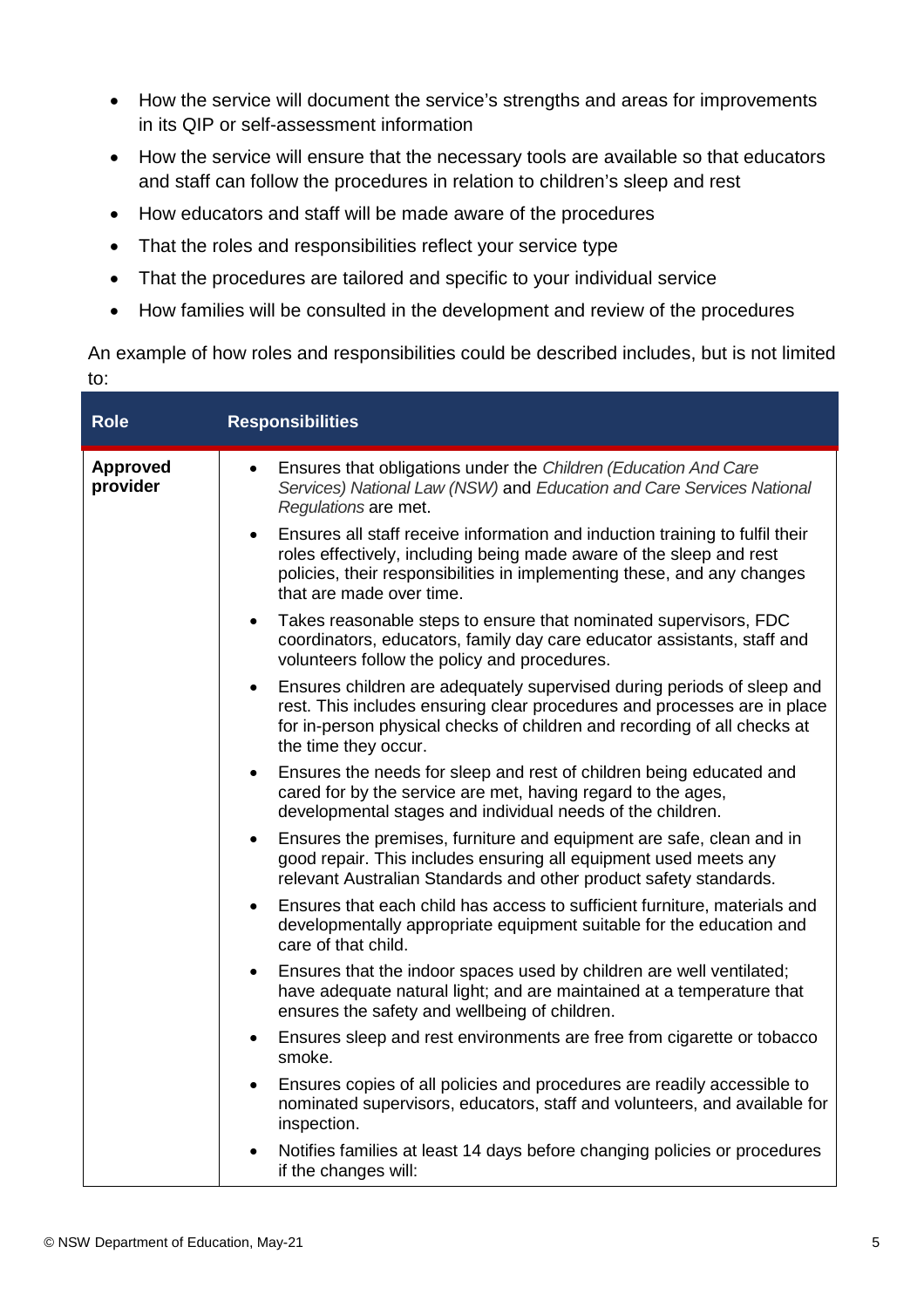- How the service will document the service's strengths and areas for improvements in its QIP or self-assessment information
- How the service will ensure that the necessary tools are available so that educators and staff can follow the procedures in relation to children's sleep and rest
- How educators and staff will be made aware of the procedures
- That the roles and responsibilities reflect your service type
- That the procedures are tailored and specific to your individual service
- How families will be consulted in the development and review of the procedures

An example of how roles and responsibilities could be described includes, but is not limited to:

| Role | Responsibilities |
| --- | --- |
| **Approved provider** | • Ensures that obligations under the *Children (Education And Care Services) National Law (NSW)* and *Education and Care Services National Regulations* are met.<br>• Ensures all staff receive information and induction training to fulfil their roles effectively, including being made aware of the sleep and rest policies, their responsibilities in implementing these, and any changes that are made over time.<br>• Takes reasonable steps to ensure that nominated supervisors, FDC coordinators, educators, family day care educator assistants, staff and volunteers follow the policy and procedures.<br>• Ensures children are adequately supervised during periods of sleep and rest. This includes ensuring clear procedures and processes are in place for in-person physical checks of children and recording of all checks at the time they occur.<br>• Ensures the needs for sleep and rest of children being educated and cared for by the service are met, having regard to the ages, developmental stages and individual needs of the children.<br>• Ensures the premises, furniture and equipment are safe, clean and in good repair. This includes ensuring all equipment used meets any relevant Australian Standards and other product safety standards.<br>• Ensures that each child has access to sufficient furniture, materials and developmentally appropriate equipment suitable for the education and care of that child.<br>• Ensures that the indoor spaces used by children are well ventilated; have adequate natural light; and are maintained at a temperature that ensures the safety and wellbeing of children.<br>• Ensures sleep and rest environments are free from cigarette or tobacco smoke.<br>• Ensures copies of all policies and procedures are readily accessible to nominated supervisors, educators, staff and volunteers, and available for inspection.<br>• Notifies families at least 14 days before changing policies or procedures if the changes will: |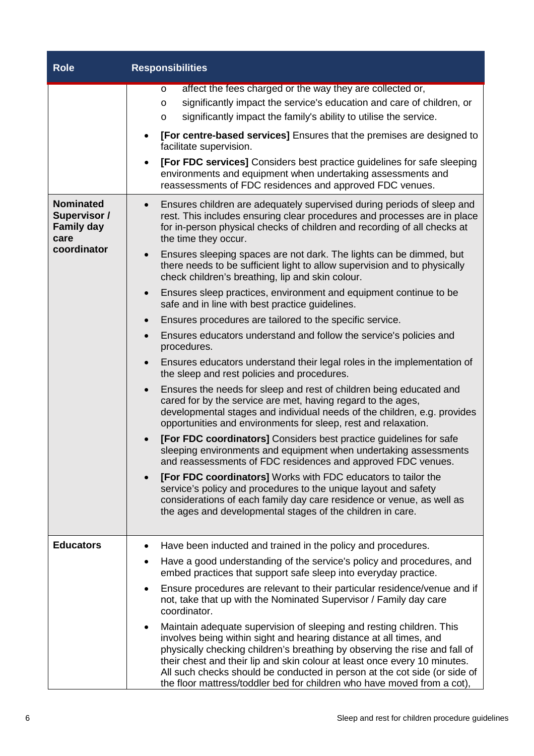| Role | Responsibilities |
|---|---|
| | o affect the fees charged or the way they are collected or,<br>o significantly impact the service's education and care of children, or<br>o significantly impact the family's ability to utilise the service.<br>• **[For centre-based services]** Ensures that the premises are designed to facilitate supervision.<br>• **[For FDC services]** Considers best practice guidelines for safe sleeping environments and equipment when undertaking assessments and reassessments of FDC residences and approved FDC venues. |
| **Nominated Supervisor / Family day care coordinator** | • Ensures children are adequately supervised during periods of sleep and rest. This includes ensuring clear procedures and processes are in place for in-person physical checks of children and recording of all checks at the time they occur.<br>• Ensures sleeping spaces are not dark. The lights can be dimmed, but there needs to be sufficient light to allow supervision and to physically check children's breathing, lip and skin colour.<br>• Ensures sleep practices, environment and equipment continue to be safe and in line with best practice guidelines.<br>• Ensures procedures are tailored to the specific service.<br>• Ensures educators understand and follow the service's policies and procedures.<br>• Ensures educators understand their legal roles in the implementation of the sleep and rest policies and procedures.<br>• Ensures the needs for sleep and rest of children being educated and cared for by the service are met, having regard to the ages, developmental stages and individual needs of the children, e.g. provides opportunities and environments for sleep, rest and relaxation.<br>• **[For FDC coordinators]** Considers best practice guidelines for safe sleeping environments and equipment when undertaking assessments and reassessments of FDC residences and approved FDC venues.<br>• **[For FDC coordinators]** Works with FDC educators to tailor the service's policy and procedures to the unique layout and safety considerations of each family day care residence or venue, as well as the ages and developmental stages of the children in care. |
| **Educators** | • Have been inducted and trained in the policy and procedures.<br>• Have a good understanding of the service's policy and procedures, and embed practices that support safe sleep into everyday practice.<br>• Ensure procedures are relevant to their particular residence/venue and if not, take that up with the Nominated Supervisor / Family day care coordinator.<br>• Maintain adequate supervision of sleeping and resting children. This involves being within sight and hearing distance at all times, and physically checking children's breathing by observing the rise and fall of their chest and their lip and skin colour at least once every 10 minutes. All such checks should be conducted in person at the cot side (or side of the floor mattress/toddler bed for children who have moved from a cot), |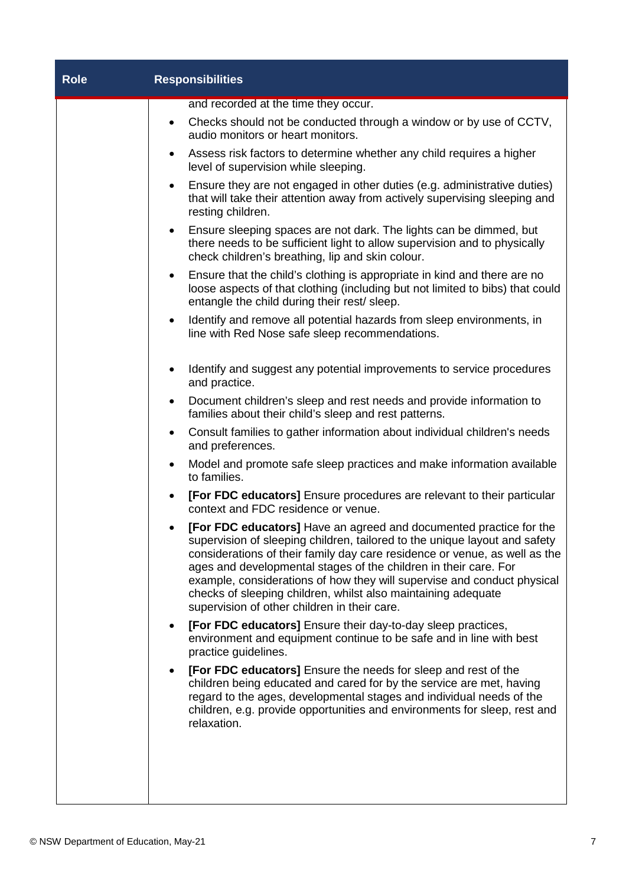| Role | Responsibilities |
| --- | --- |
| | and recorded at the time they occur.<br>• Checks should not be conducted through a window or by use of CCTV, audio monitors or heart monitors.<br>• Assess risk factors to determine whether any child requires a higher level of supervision while sleeping.<br>• Ensure they are not engaged in other duties (e.g. administrative duties) that will take their attention away from actively supervising sleeping and resting children.<br>• Ensure sleeping spaces are not dark. The lights can be dimmed, but there needs to be sufficient light to allow supervision and to physically check children's breathing, lip and skin colour.<br>• Ensure that the child's clothing is appropriate in kind and there are no loose aspects of that clothing (including but not limited to bibs) that could entangle the child during their rest/ sleep.<br>• Identify and remove all potential hazards from sleep environments, in line with Red Nose safe sleep recommendations.<br>• Identify and suggest any potential improvements to service procedures and practice.<br>• Document children's sleep and rest needs and provide information to families about their child's sleep and rest patterns.<br>• Consult families to gather information about individual children's needs and preferences.<br>• Model and promote safe sleep practices and make information available to families.<br>• **[For FDC educators]** Ensure procedures are relevant to their particular context and FDC residence or venue.<br>• **[For FDC educators]** Have an agreed and documented practice for the supervision of sleeping children, tailored to the unique layout and safety considerations of their family day care residence or venue, as well as the ages and developmental stages of the children in their care. For example, considerations of how they will supervise and conduct physical checks of sleeping children, whilst also maintaining adequate supervision of other children in their care.<br>• **[For FDC educators]** Ensure their day-to-day sleep practices, environment and equipment continue to be safe and in line with best practice guidelines.<br>• **[For FDC educators]** Ensure the needs for sleep and rest of the children being educated and cared for by the service are met, having regard to the ages, developmental stages and individual needs of the children, e.g. provide opportunities and environments for sleep, rest and relaxation. |

© NSW Department of Education, May-21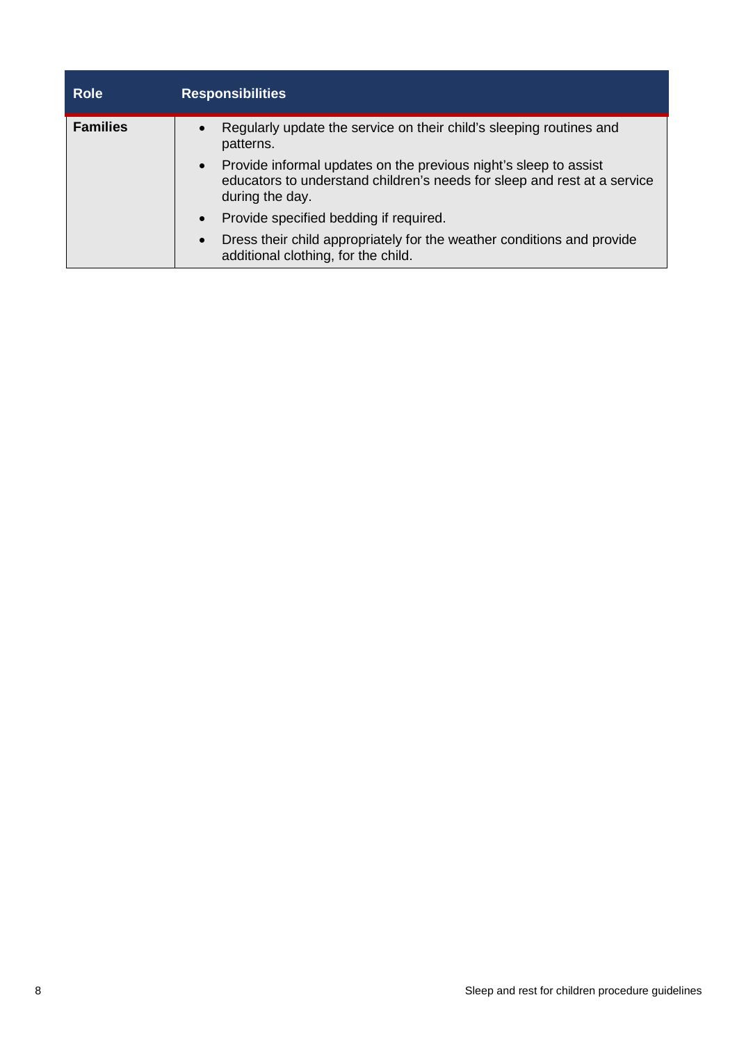| Role | Responsibilities |
| --- | --- |
| **Families** | • Regularly update the service on their child's sleeping routines and patterns.<br>• Provide informal updates on the previous night's sleep to assist educators to understand children's needs for sleep and rest at a service during the day.<br>• Provide specified bedding if required.<br>• Dress their child appropriately for the weather conditions and provide additional clothing, for the child. |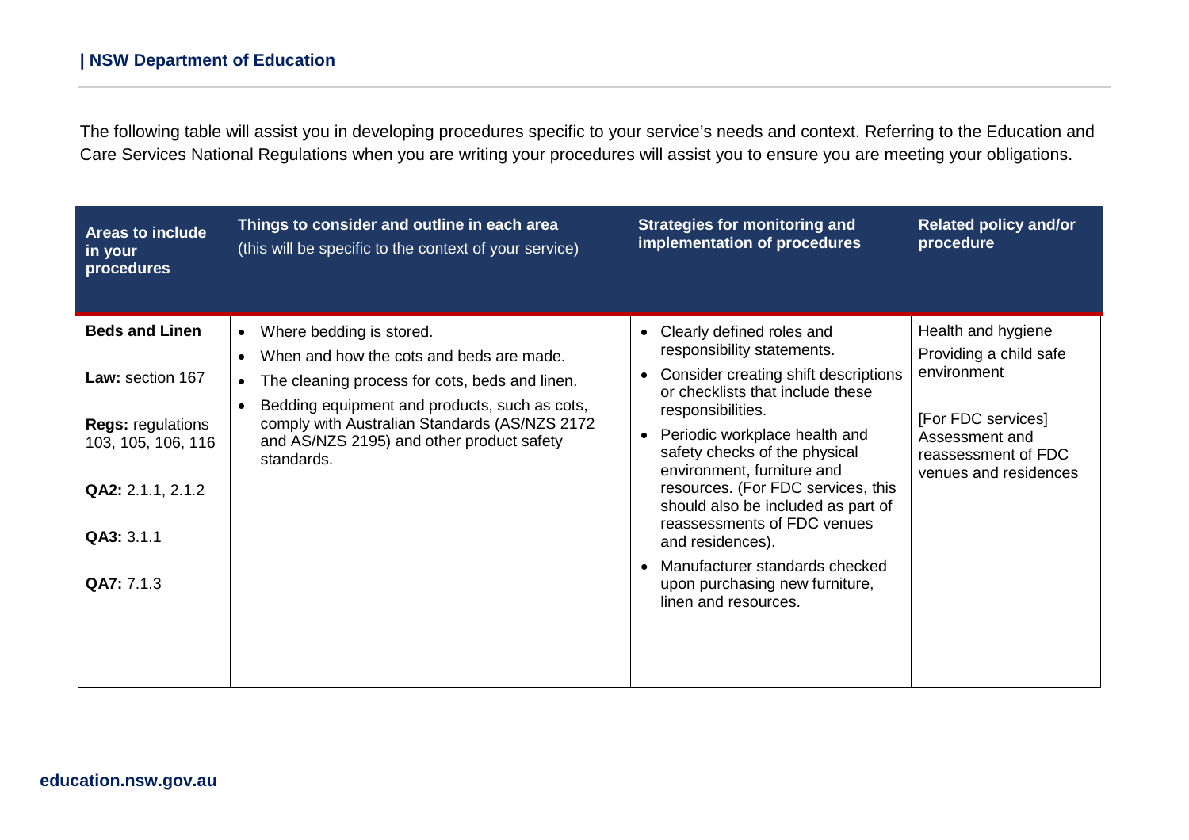The following table will assist you in developing procedures specific to your service's needs and context. Referring to the Education and Care Services National Regulations when you are writing your procedures will assist you to ensure you are meeting your obligations.

| Areas to include in your procedures | Things to consider and outline in each area (this will be specific to the context of your service) | Strategies for monitoring and implementation of procedures | Related policy and/or procedure |
|---|---|---|---|
| **Beds and Linen**<br><br>**Law:** section 167<br><br>**Regs:** regulations 103, 105, 106, 116<br><br>**QA2:** 2.1.1, 2.1.2<br><br>**QA3:** 3.1.1<br><br>**QA7:** 7.1.3 | • Where bedding is stored.<br>• When and how the cots and beds are made.<br>• The cleaning process for cots, beds and linen.<br>• Bedding equipment and products, such as cots, comply with Australian Standards (AS/NZS 2172 and AS/NZS 2195) and other product safety standards. | • Clearly defined roles and responsibility statements.<br>• Consider creating shift descriptions or checklists that include these responsibilities.<br>• Periodic workplace health and safety checks of the physical environment, furniture and resources. (For FDC services, this should also be included as part of reassessments of FDC venues and residences).<br>• Manufacturer standards checked upon purchasing new furniture, linen and resources. | Health and hygiene<br>Providing a child safe environment<br><br>[For FDC services] Assessment and reassessment of FDC venues and residences |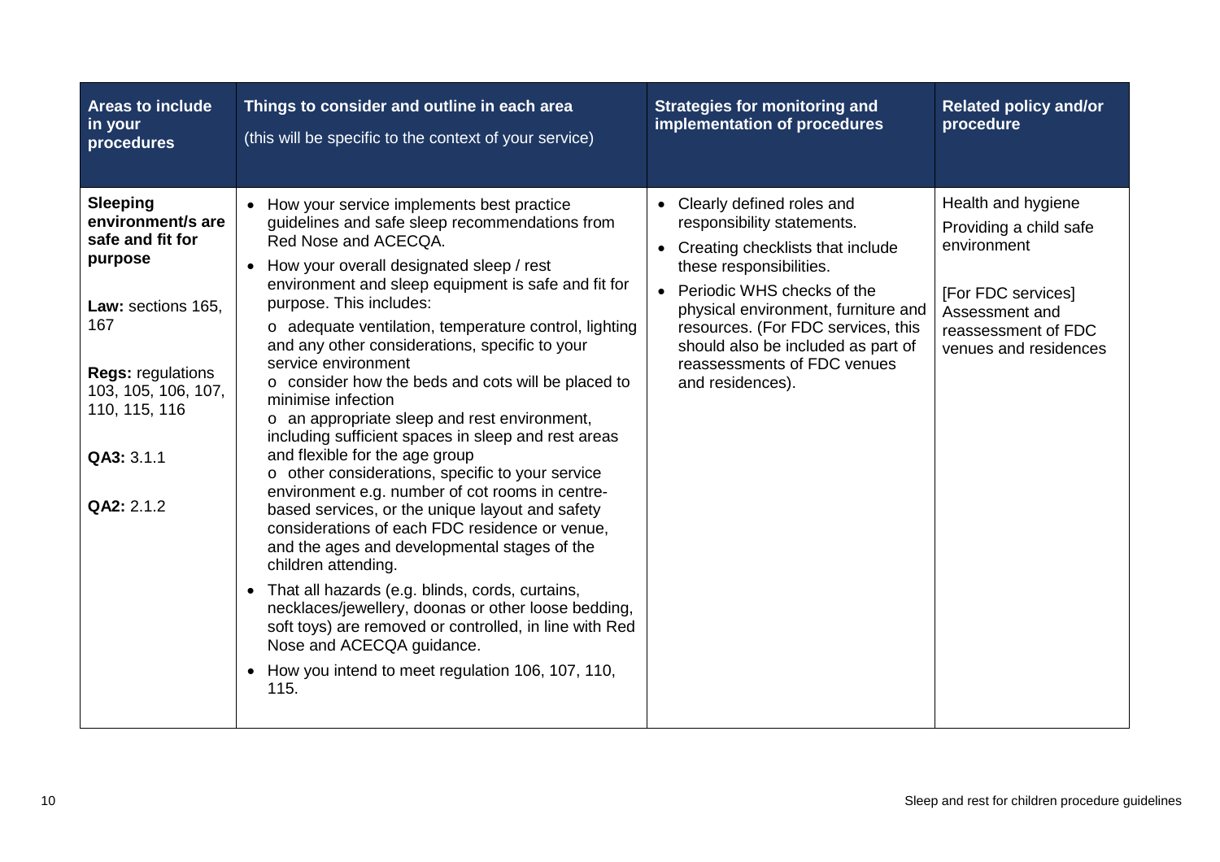| Areas to include in your procedures | Things to consider and outline in each area (this will be specific to the context of your service) | Strategies for monitoring and implementation of procedures | Related policy and/or procedure |
|---|---|---|---|
| **Sleeping environment/s are safe and fit for purpose**<br><br>**Law:** sections 165, 167<br><br>**Regs:** regulations 103, 105, 106, 107, 110, 115, 116<br><br>**QA3:** 3.1.1<br><br>**QA2:** 2.1.2 | • How your service implements best practice guidelines and safe sleep recommendations from Red Nose and ACECQA.<br>• How your overall designated sleep / rest environment and sleep equipment is safe and fit for purpose. This includes:<br>o adequate ventilation, temperature control, lighting and any other considerations, specific to your service environment<br>o consider how the beds and cots will be placed to minimise infection<br>o an appropriate sleep and rest environment, including sufficient spaces in sleep and rest areas and flexible for the age group<br>o other considerations, specific to your service environment e.g. number of cot rooms in centre-based services, or the unique layout and safety considerations of each FDC residence or venue, and the ages and developmental stages of the children attending.<br>• That all hazards (e.g. blinds, cords, curtains, necklaces/jewellery, doonas or other loose bedding, soft toys) are removed or controlled, in line with Red Nose and ACECQA guidance.<br>• How you intend to meet regulation 106, 107, 110, 115. | • Clearly defined roles and responsibility statements.<br>• Creating checklists that include these responsibilities.<br>• Periodic WHS checks of the physical environment, furniture and resources. (For FDC services, this should also be included as part of reassessments of FDC venues and residences). | Health and hygiene<br><br>Providing a child safe environment<br><br>[For FDC services] Assessment and reassessment of FDC venues and residences |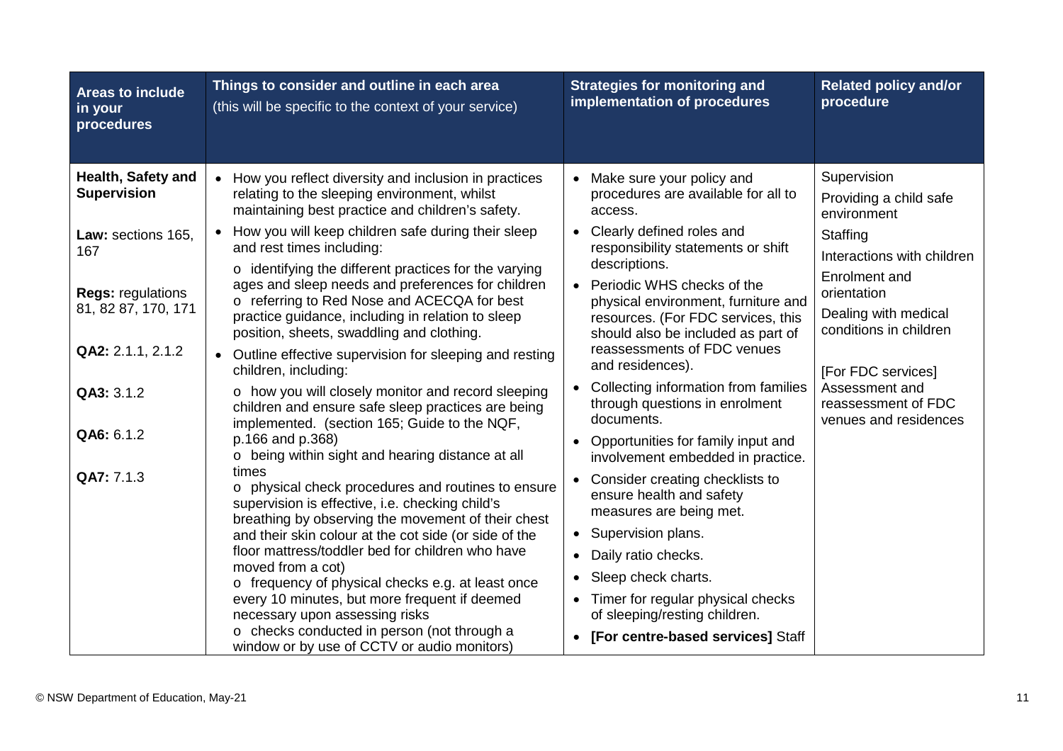| Areas to include in your procedures | Things to consider and outline in each area (this will be specific to the context of your service) | Strategies for monitoring and implementation of procedures | Related policy and/or procedure |
|---|---|---|---|
| **Health, Safety and Supervision**<br><br>**Law:** sections 165, 167<br><br>**Regs:** regulations 81, 82 87, 170, 171<br><br>**QA2:** 2.1.1, 2.1.2<br><br>**QA3:** 3.1.2<br><br>**QA6:** 6.1.2<br><br>**QA7:** 7.1.3 | • How you reflect diversity and inclusion in practices relating to the sleeping environment, whilst maintaining best practice and children's safety.<br>• How you will keep children safe during their sleep and rest times including:<br>o identifying the different practices for the varying ages and sleep needs and preferences for children<br>o referring to Red Nose and ACECQA for best practice guidance, including in relation to sleep position, sheets, swaddling and clothing.<br>• Outline effective supervision for sleeping and resting children, including:<br>o how you will closely monitor and record sleeping children and ensure safe sleep practices are being implemented. (section 165; Guide to the NQF, p.166 and p.368)<br>o being within sight and hearing distance at all times<br>o physical check procedures and routines to ensure supervision is effective, i.e. checking child's breathing by observing the movement of their chest and their skin colour at the cot side (or side of the floor mattress/toddler bed for children who have moved from a cot)<br>o frequency of physical checks e.g. at least once every 10 minutes, but more frequent if deemed necessary upon assessing risks<br>o checks conducted in person (not through a window or by use of CCTV or audio monitors) | • Make sure your policy and procedures are available for all to access.<br>• Clearly defined roles and responsibility statements or shift descriptions.<br>• Periodic WHS checks of the physical environment, furniture and resources. (For FDC services, this should also be included as part of reassessments of FDC venues and residences).<br>• Collecting information from families through questions in enrolment documents.<br>• Opportunities for family input and involvement embedded in practice.<br>• Consider creating checklists to ensure health and safety measures are being met.<br>• Supervision plans.<br>• Daily ratio checks.<br>• Sleep check charts.<br>• Timer for regular physical checks of sleeping/resting children.<br>• **[For centre-based services]** Staff | Supervision<br>Providing a child safe environment<br>Staffing<br>Interactions with children<br>Enrolment and orientation<br>Dealing with medical conditions in children<br><br>[For FDC services] Assessment and reassessment of FDC venues and residences |

© NSW Department of Education, May-21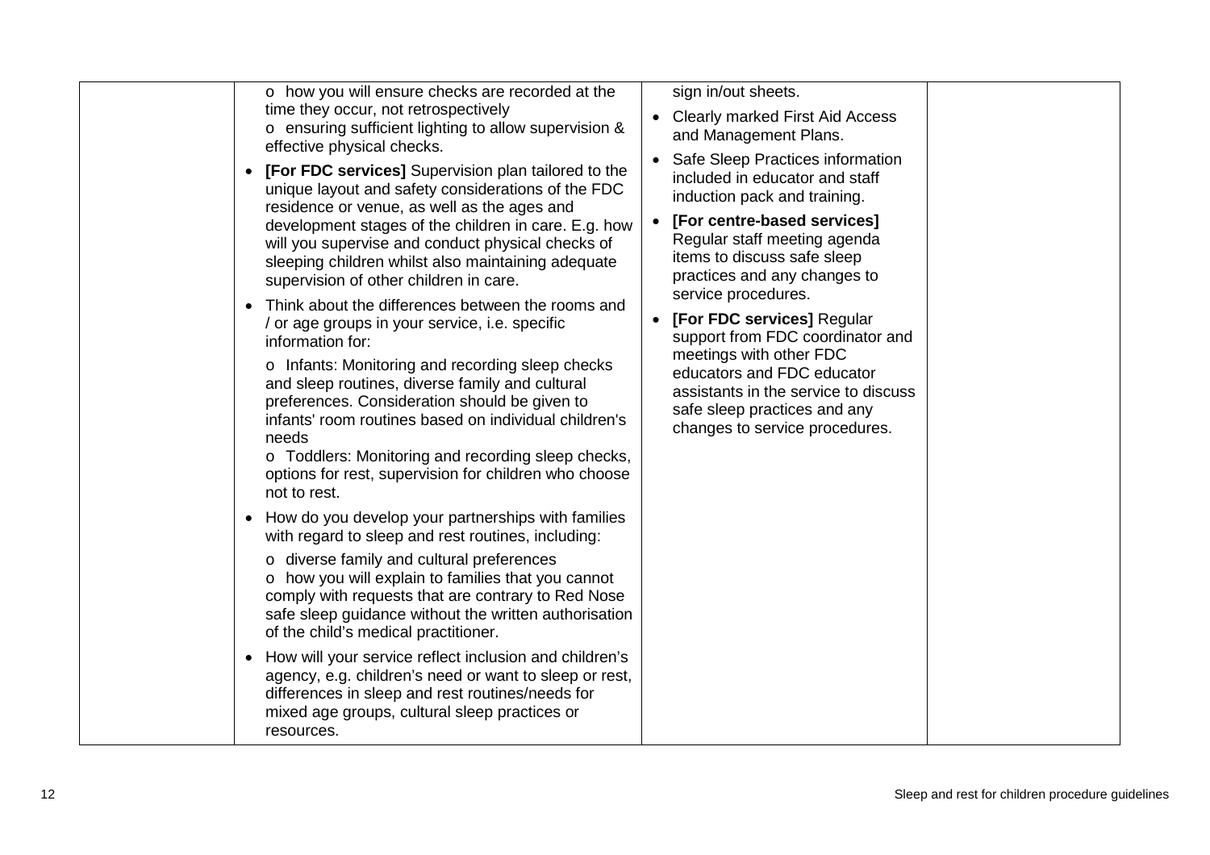| | | | |
|---|---|---|---|
| | o how you will ensure checks are recorded at the time they occur, not retrospectively<br>o ensuring sufficient lighting to allow supervision & effective physical checks.<br>• **[For FDC services]** Supervision plan tailored to the unique layout and safety considerations of the FDC residence or venue, as well as the ages and development stages of the children in care. E.g. how will you supervise and conduct physical checks of sleeping children whilst also maintaining adequate supervision of other children in care.<br>• Think about the differences between the rooms and / or age groups in your service, i.e. specific information for:<br>o Infants: Monitoring and recording sleep checks and sleep routines, diverse family and cultural preferences. Consideration should be given to infants' room routines based on individual children's needs<br>o Toddlers: Monitoring and recording sleep checks, options for rest, supervision for children who choose not to rest.<br>• How do you develop your partnerships with families with regard to sleep and rest routines, including:<br>o diverse family and cultural preferences<br>o how you will explain to families that you cannot comply with requests that are contrary to Red Nose safe sleep guidance without the written authorisation of the child's medical practitioner.<br>• How will your service reflect inclusion and children's agency, e.g. children's need or want to sleep or rest, differences in sleep and rest routines/needs for mixed age groups, cultural sleep practices or resources. | sign in/out sheets.<br>• Clearly marked First Aid Access and Management Plans.<br>• Safe Sleep Practices information included in educator and staff induction pack and training.<br>• **[For centre-based services]** Regular staff meeting agenda items to discuss safe sleep practices and any changes to service procedures.<br>• **[For FDC services]** Regular support from FDC coordinator and meetings with other FDC educators and FDC educator assistants in the service to discuss safe sleep practices and any changes to service procedures. | |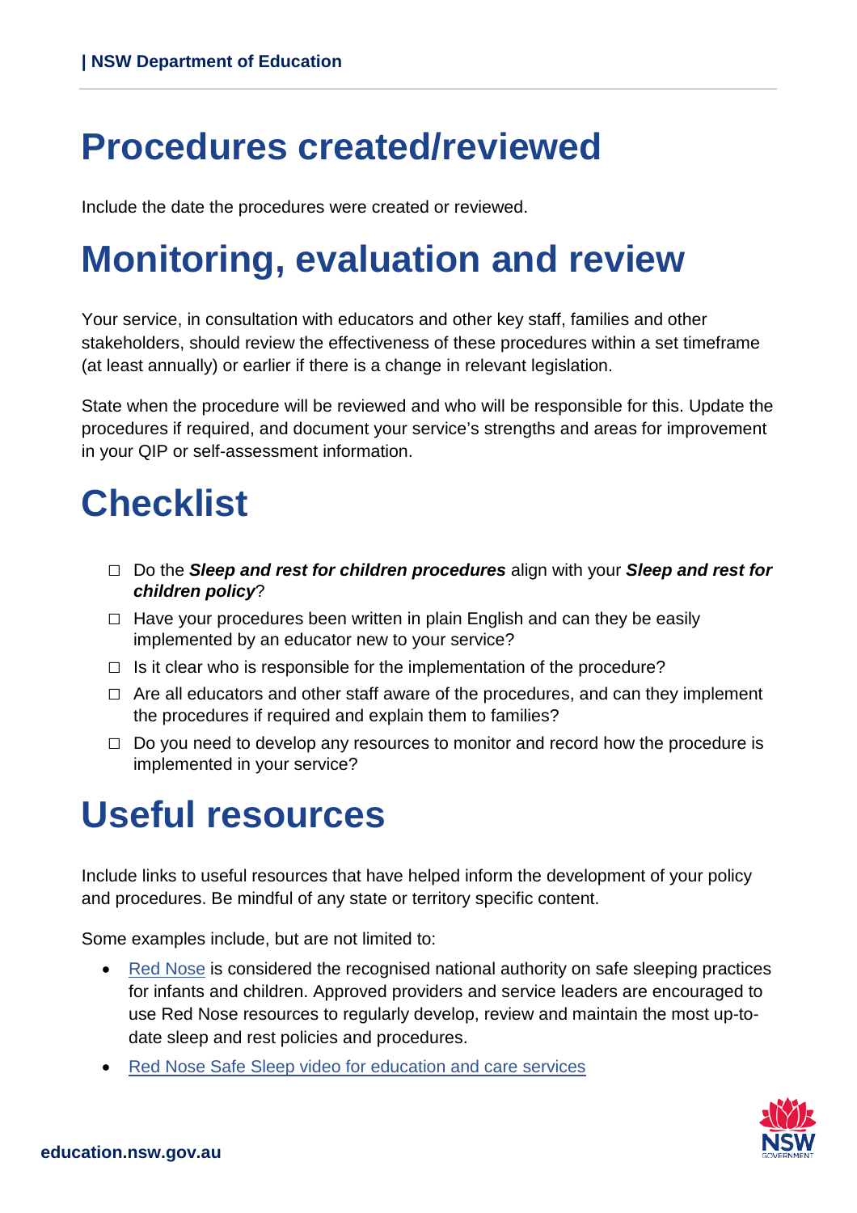# Procedures created/reviewed

Include the date the procedures were created or reviewed.

# Monitoring, evaluation and review

Your service, in consultation with educators and other key staff, families and other stakeholders, should review the effectiveness of these procedures within a set timeframe (at least annually) or earlier if there is a change in relevant legislation.

State when the procedure will be reviewed and who will be responsible for this. Update the procedures if required, and document your service's strengths and areas for improvement in your QIP or self-assessment information.

# Checklist

- ☐ Do the ***Sleep and rest for children procedures*** align with your ***Sleep and rest for children policy***?
- ☐ Have your procedures been written in plain English and can they be easily implemented by an educator new to your service?
- ☐ Is it clear who is responsible for the implementation of the procedure?
- ☐ Are all educators and other staff aware of the procedures, and can they implement the procedures if required and explain them to families?
- ☐ Do you need to develop any resources to monitor and record how the procedure is implemented in your service?

# Useful resources

Include links to useful resources that have helped inform the development of your policy and procedures. Be mindful of any state or territory specific content.

Some examples include, but are not limited to:

- Red Nose is considered the recognised national authority on safe sleeping practices for infants and children. Approved providers and service leaders are encouraged to use Red Nose resources to regularly develop, review and maintain the most up-to-date sleep and rest policies and procedures.
- Red Nose Safe Sleep video for education and care services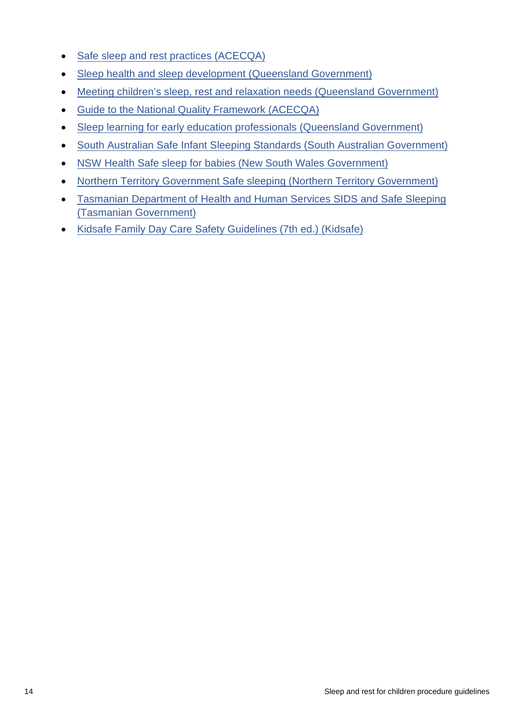- Safe sleep and rest practices (ACECQA)
- Sleep health and sleep development (Queensland Government)
- Meeting children's sleep, rest and relaxation needs (Queensland Government)
- Guide to the National Quality Framework (ACECQA)
- Sleep learning for early education professionals (Queensland Government)
- South Australian Safe Infant Sleeping Standards (South Australian Government)
- NSW Health Safe sleep for babies (New South Wales Government)
- Northern Territory Government Safe sleeping (Northern Territory Government)
- Tasmanian Department of Health and Human Services SIDS and Safe Sleeping (Tasmanian Government)
- Kidsafe Family Day Care Safety Guidelines (7th ed.) (Kidsafe)